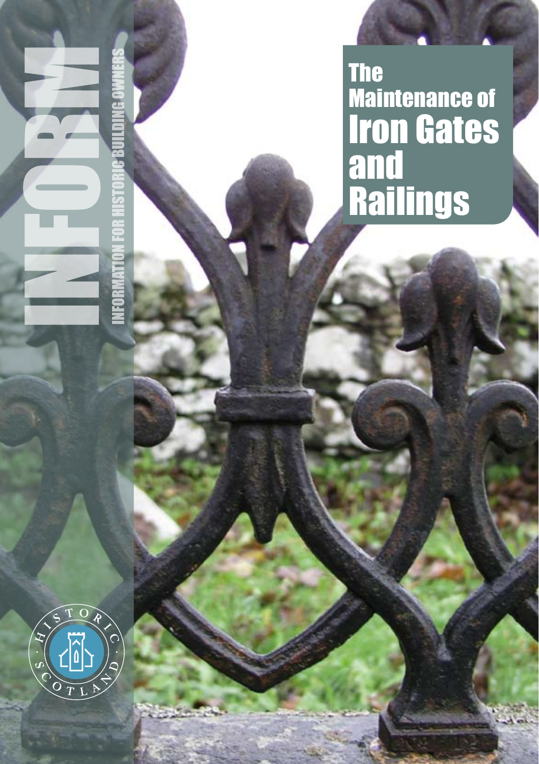INFORM

INFORMATION FOR HISTORIC BUILDING OWNERS

# The Maintenance of Iron Gates and Railings

HISTORIC SCOTLAND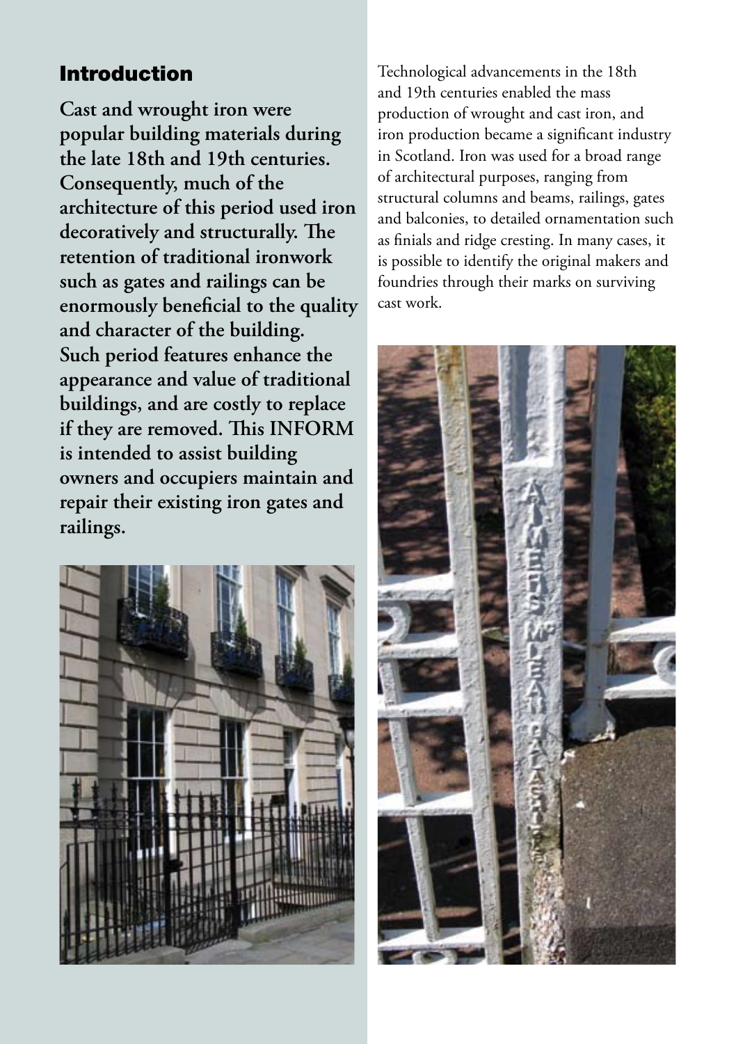## Introduction

**Cast and wrought iron were popular building materials during the late 18th and 19th centuries. Consequently, much of the architecture of this period used iron decoratively and structurally. The retention of traditional ironwork such as gates and railings can be enormously beneficial to the quality and character of the building. Such period features enhance the appearance and value of traditional buildings, and are costly to replace if they are removed. This INFORM is intended to assist building owners and occupiers maintain and repair their existing iron gates and railings.**

Technological advancements in the 18th and 19th centuries enabled the mass production of wrought and cast iron, and iron production became a significant industry in Scotland. Iron was used for a broad range of architectural purposes, ranging from structural columns and beams, railings, gates and balconies, to detailed ornamentation such as finials and ridge cresting. In many cases, it is possible to identify the original makers and foundries through their marks on surviving cast work.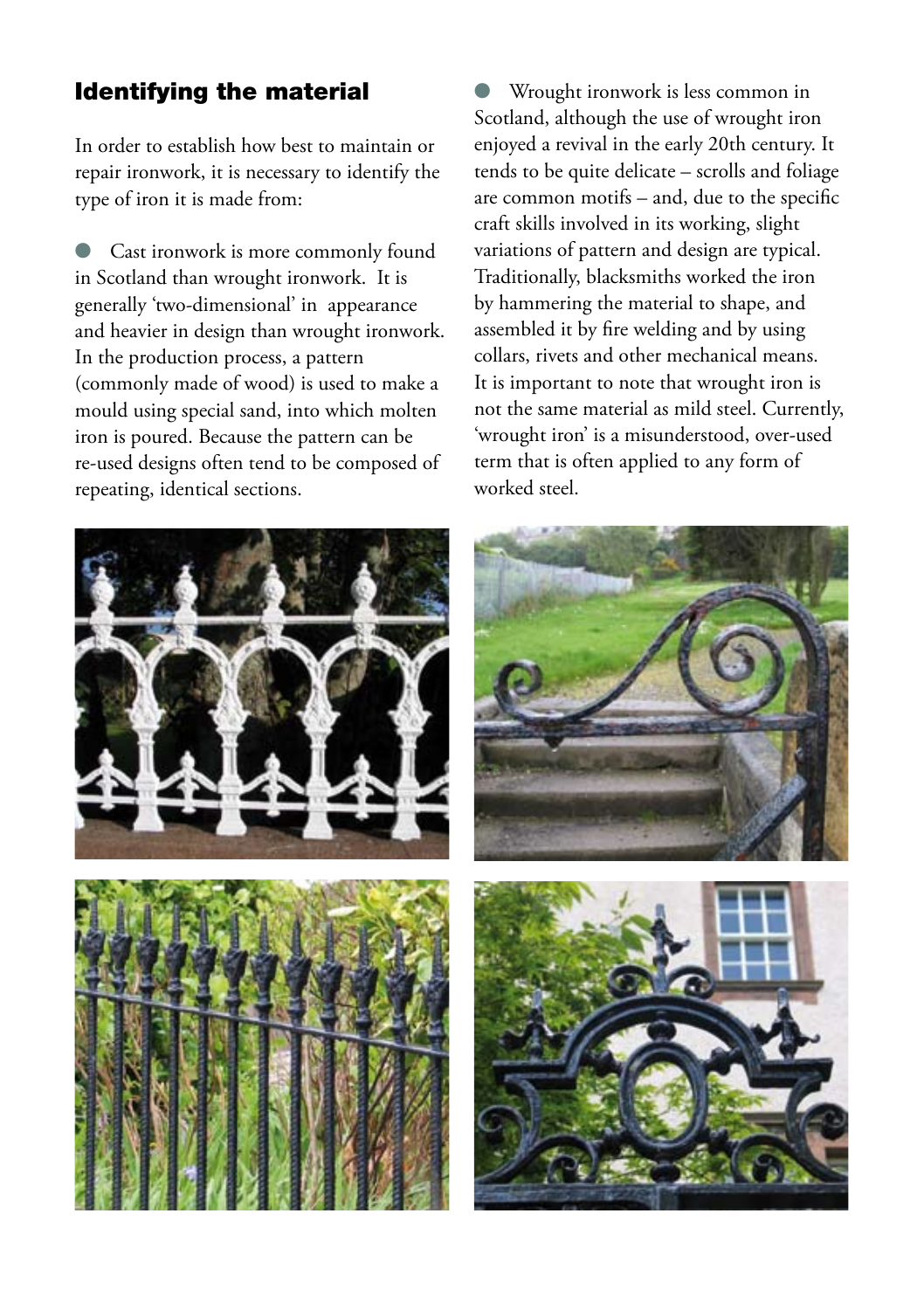## Identifying the material

In order to establish how best to maintain or repair ironwork, it is necessary to identify the type of iron it is made from:

- Cast ironwork is more commonly found in Scotland than wrought ironwork. It is generally 'two-dimensional' in appearance and heavier in design than wrought ironwork. In the production process, a pattern (commonly made of wood) is used to make a mould using special sand, into which molten iron is poured. Because the pattern can be re-used designs often tend to be composed of repeating, identical sections.

- Wrought ironwork is less common in Scotland, although the use of wrought iron enjoyed a revival in the early 20th century. It tends to be quite delicate – scrolls and foliage are common motifs – and, due to the specific craft skills involved in its working, slight variations of pattern and design are typical. Traditionally, blacksmiths worked the iron by hammering the material to shape, and assembled it by fire welding and by using collars, rivets and other mechanical means. It is important to note that wrought iron is not the same material as mild steel. Currently, 'wrought iron' is a misunderstood, over-used term that is often applied to any form of worked steel.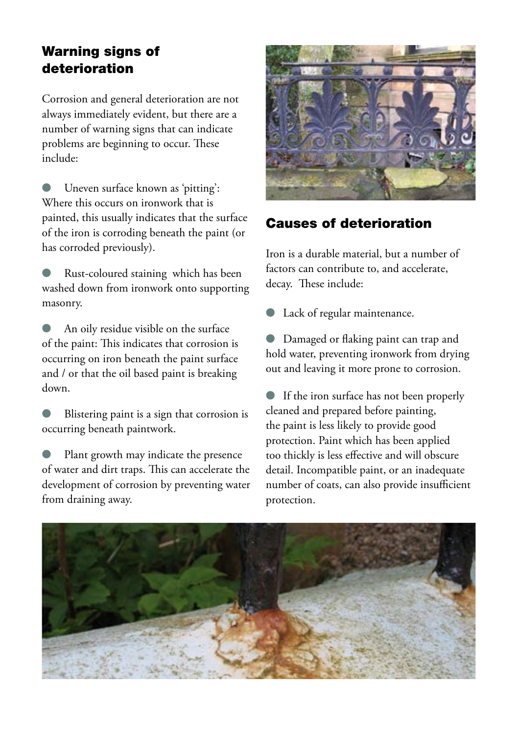## Warning signs of deterioration

Corrosion and general deterioration are not always immediately evident, but there are a number of warning signs that can indicate problems are beginning to occur. These include:

- Uneven surface known as 'pitting': Where this occurs on ironwork that is painted, this usually indicates that the surface of the iron is corroding beneath the paint (or has corroded previously).
- Rust-coloured staining which has been washed down from ironwork onto supporting masonry.
- An oily residue visible on the surface of the paint: This indicates that corrosion is occurring on iron beneath the paint surface and / or that the oil based paint is breaking down.
- Blistering paint is a sign that corrosion is occurring beneath paintwork.
- Plant growth may indicate the presence of water and dirt traps. This can accelerate the development of corrosion by preventing water from draining away.

## Causes of deterioration

Iron is a durable material, but a number of factors can contribute to, and accelerate, decay. These include:

- Lack of regular maintenance.
- Damaged or flaking paint can trap and hold water, preventing ironwork from drying out and leaving it more prone to corrosion.
- If the iron surface has not been properly cleaned and prepared before painting, the paint is less likely to provide good protection. Paint which has been applied too thickly is less effective and will obscure detail. Incompatible paint, or an inadequate number of coats, can also provide insufficient protection.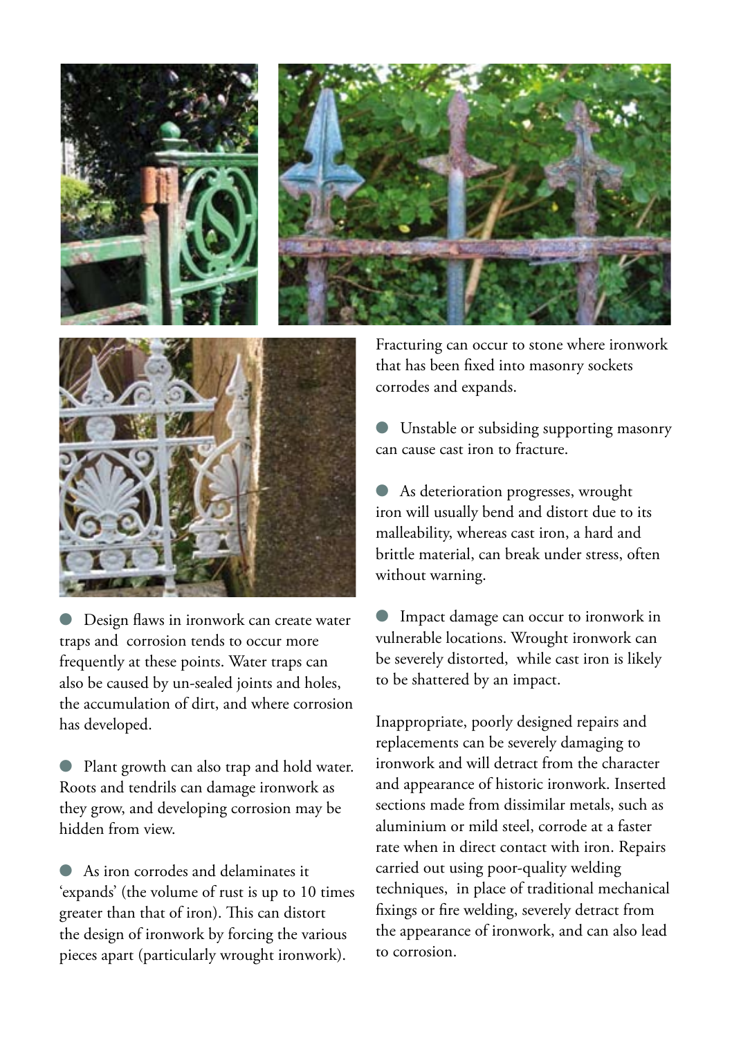- Design flaws in ironwork can create water traps and corrosion tends to occur more frequently at these points. Water traps can also be caused by un-sealed joints and holes, the accumulation of dirt, and where corrosion has developed.

- Plant growth can also trap and hold water. Roots and tendrils can damage ironwork as they grow, and developing corrosion may be hidden from view.

- As iron corrodes and delaminates it 'expands' (the volume of rust is up to 10 times greater than that of iron). This can distort the design of ironwork by forcing the various pieces apart (particularly wrought ironwork).

Fracturing can occur to stone where ironwork that has been fixed into masonry sockets corrodes and expands.

- Unstable or subsiding supporting masonry can cause cast iron to fracture.

- As deterioration progresses, wrought iron will usually bend and distort due to its malleability, whereas cast iron, a hard and brittle material, can break under stress, often without warning.

- Impact damage can occur to ironwork in vulnerable locations. Wrought ironwork can be severely distorted, while cast iron is likely to be shattered by an impact.

Inappropriate, poorly designed repairs and replacements can be severely damaging to ironwork and will detract from the character and appearance of historic ironwork. Inserted sections made from dissimilar metals, such as aluminium or mild steel, corrode at a faster rate when in direct contact with iron. Repairs carried out using poor-quality welding techniques, in place of traditional mechanical fixings or fire welding, severely detract from the appearance of ironwork, and can also lead to corrosion.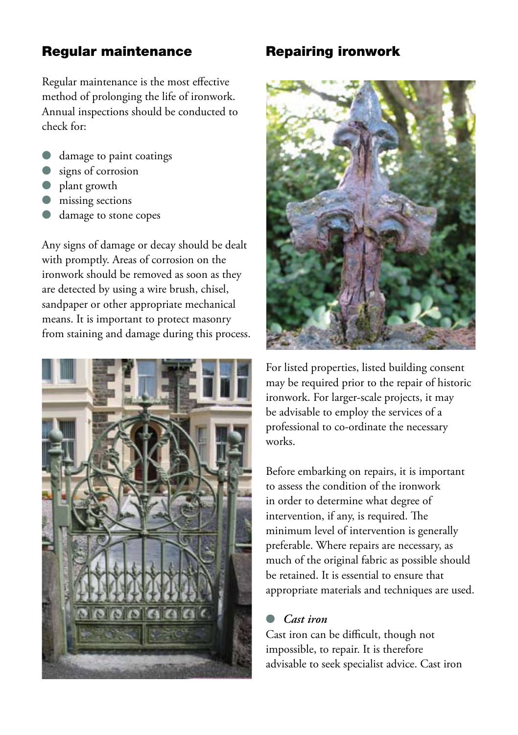## Regular maintenance

Regular maintenance is the most effective method of prolonging the life of ironwork. Annual inspections should be conducted to check for:

- damage to paint coatings
- signs of corrosion
- plant growth
- missing sections
- damage to stone copes

Any signs of damage or decay should be dealt with promptly. Areas of corrosion on the ironwork should be removed as soon as they are detected by using a wire brush, chisel, sandpaper or other appropriate mechanical means. It is important to protect masonry from staining and damage during this process.

## Repairing ironwork

For listed properties, listed building consent may be required prior to the repair of historic ironwork. For larger-scale projects, it may be advisable to employ the services of a professional to co-ordinate the necessary works.

Before embarking on repairs, it is important to assess the condition of the ironwork in order to determine what degree of intervention, if any, is required. The minimum level of intervention is generally preferable. Where repairs are necessary, as much of the original fabric as possible should be retained. It is essential to ensure that appropriate materials and techniques are used.

- ***Cast iron***

Cast iron can be difficult, though not impossible, to repair. It is therefore advisable to seek specialist advice. Cast iron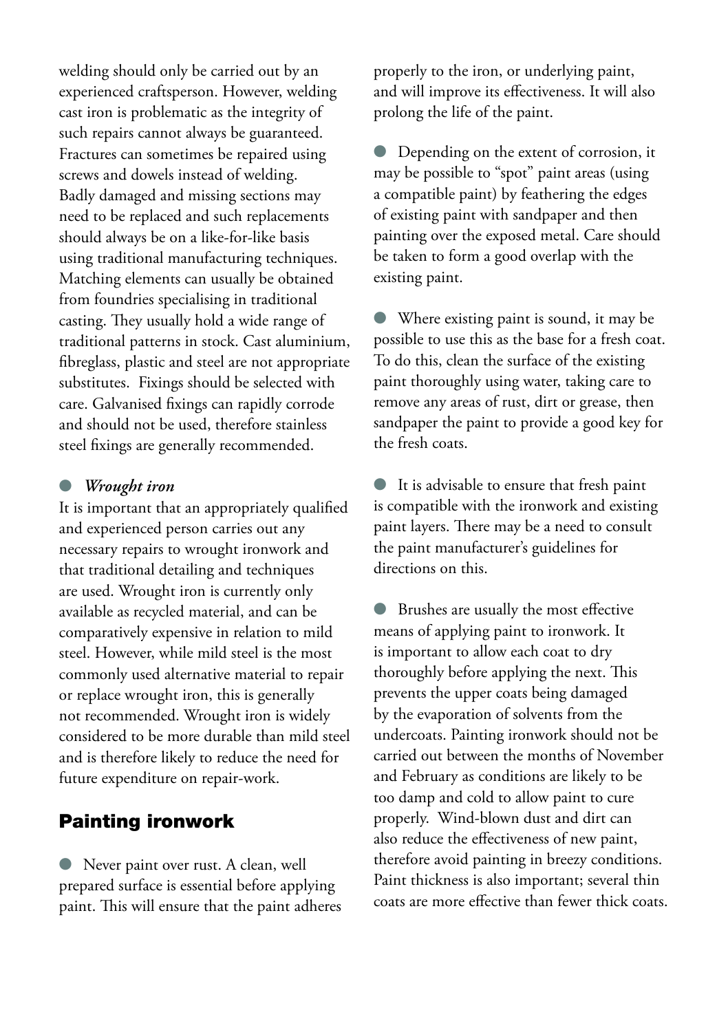welding should only be carried out by an experienced craftsperson. However, welding cast iron is problematic as the integrity of such repairs cannot always be guaranteed. Fractures can sometimes be repaired using screws and dowels instead of welding. Badly damaged and missing sections may need to be replaced and such replacements should always be on a like-for-like basis using traditional manufacturing techniques. Matching elements can usually be obtained from foundries specialising in traditional casting. They usually hold a wide range of traditional patterns in stock. Cast aluminium, fibreglass, plastic and steel are not appropriate substitutes. Fixings should be selected with care. Galvanised fixings can rapidly corrode and should not be used, therefore stainless steel fixings are generally recommended.

- ***Wrought iron***

It is important that an appropriately qualified and experienced person carries out any necessary repairs to wrought ironwork and that traditional detailing and techniques are used. Wrought iron is currently only available as recycled material, and can be comparatively expensive in relation to mild steel. However, while mild steel is the most commonly used alternative material to repair or replace wrought iron, this is generally not recommended. Wrought iron is widely considered to be more durable than mild steel and is therefore likely to reduce the need for future expenditure on repair-work.

## Painting ironwork

- Never paint over rust. A clean, well prepared surface is essential before applying paint. This will ensure that the paint adheres properly to the iron, or underlying paint, and will improve its effectiveness. It will also prolong the life of the paint.

- Depending on the extent of corrosion, it may be possible to "spot" paint areas (using a compatible paint) by feathering the edges of existing paint with sandpaper and then painting over the exposed metal. Care should be taken to form a good overlap with the existing paint.

- Where existing paint is sound, it may be possible to use this as the base for a fresh coat. To do this, clean the surface of the existing paint thoroughly using water, taking care to remove any areas of rust, dirt or grease, then sandpaper the paint to provide a good key for the fresh coats.

- It is advisable to ensure that fresh paint is compatible with the ironwork and existing paint layers. There may be a need to consult the paint manufacturer's guidelines for directions on this.

- Brushes are usually the most effective means of applying paint to ironwork. It is important to allow each coat to dry thoroughly before applying the next. This prevents the upper coats being damaged by the evaporation of solvents from the undercoats. Painting ironwork should not be carried out between the months of November and February as conditions are likely to be too damp and cold to allow paint to cure properly. Wind-blown dust and dirt can also reduce the effectiveness of new paint, therefore avoid painting in breezy conditions. Paint thickness is also important; several thin coats are more effective than fewer thick coats.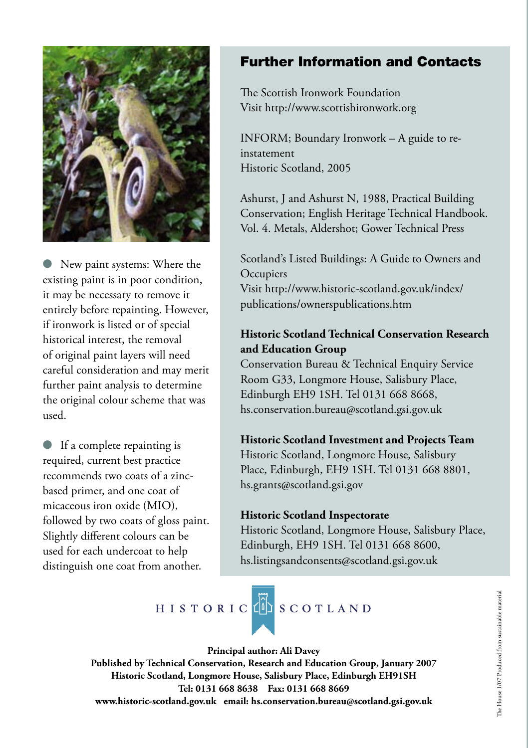- New paint systems: Where the existing paint is in poor condition, it may be necessary to remove it entirely before repainting. However, if ironwork is listed or of special historical interest, the removal of original paint layers will need careful consideration and may merit further paint analysis to determine the original colour scheme that was used.

- If a complete repainting is required, current best practice recommends two coats of a zinc-based primer, and one coat of micaceous iron oxide (MIO), followed by two coats of gloss paint. Slightly different colours can be used for each undercoat to help distinguish one coat from another.

## Further Information and Contacts

The Scottish Ironwork Foundation
Visit http://www.scottishironwork.org

INFORM; Boundary Ironwork – A guide to re-instatement
Historic Scotland, 2005

Ashurst, J and Ashurst N, 1988, Practical Building Conservation; English Heritage Technical Handbook. Vol. 4. Metals, Aldershot; Gower Technical Press

Scotland's Listed Buildings: A Guide to Owners and Occupiers
Visit http://www.historic-scotland.gov.uk/index/publications/ownerspublications.htm

**Historic Scotland Technical Conservation Research and Education Group**
Conservation Bureau & Technical Enquiry Service
Room G33, Longmore House, Salisbury Place, Edinburgh EH9 1SH. Tel 0131 668 8668, hs.conservation.bureau@scotland.gsi.gov.uk

**Historic Scotland Investment and Projects Team**
Historic Scotland, Longmore House, Salisbury Place, Edinburgh, EH9 1SH. Tel 0131 668 8801, hs.grants@scotland.gsi.gov

**Historic Scotland Inspectorate**
Historic Scotland, Longmore House, Salisbury Place, Edinburgh, EH9 1SH. Tel 0131 668 8600, hs.listingsandconsents@scotland.gsi.gov.uk

HISTORIC SCOTLAND

**Principal author: Ali Davey**
**Published by Technical Conservation, Research and Education Group, January 2007**
**Historic Scotland, Longmore House, Salisbury Place, Edinburgh EH91SH**
**Tel: 0131 668 8638 Fax: 0131 668 8669**
**www.historic-scotland.gov.uk email: hs.conservation.bureau@scotland.gsi.gov.uk**

The House 1/07 Produced from sustainable material